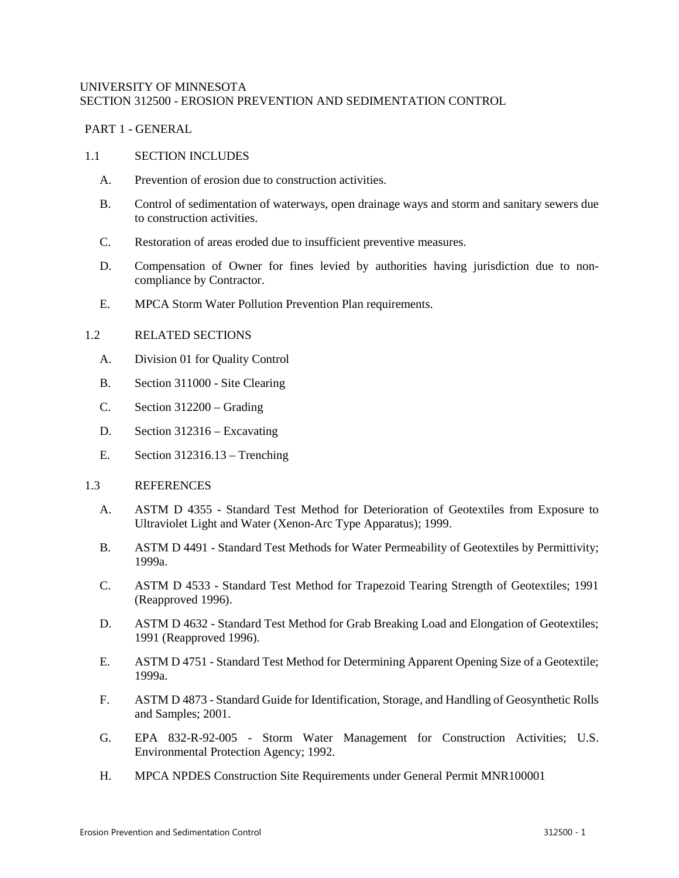UNIVERSITY OF MINNESOTA
SECTION 312500 - EROSION PREVENTION AND SEDIMENTATION CONTROL

## PART 1 - GENERAL

### 1.1 SECTION INCLUDES

A. Prevention of erosion due to construction activities.

B. Control of sedimentation of waterways, open drainage ways and storm and sanitary sewers due to construction activities.

C. Restoration of areas eroded due to insufficient preventive measures.

D. Compensation of Owner for fines levied by authorities having jurisdiction due to non-compliance by Contractor.

E. MPCA Storm Water Pollution Prevention Plan requirements.

### 1.2 RELATED SECTIONS

A. Division 01 for Quality Control

B. Section 311000 - Site Clearing

C. Section 312200 – Grading

D. Section 312316 – Excavating

E. Section 312316.13 – Trenching

### 1.3 REFERENCES

A. ASTM D 4355 - Standard Test Method for Deterioration of Geotextiles from Exposure to Ultraviolet Light and Water (Xenon-Arc Type Apparatus); 1999.

B. ASTM D 4491 - Standard Test Methods for Water Permeability of Geotextiles by Permittivity; 1999a.

C. ASTM D 4533 - Standard Test Method for Trapezoid Tearing Strength of Geotextiles; 1991 (Reapproved 1996).

D. ASTM D 4632 - Standard Test Method for Grab Breaking Load and Elongation of Geotextiles; 1991 (Reapproved 1996).

E. ASTM D 4751 - Standard Test Method for Determining Apparent Opening Size of a Geotextile; 1999a.

F. ASTM D 4873 - Standard Guide for Identification, Storage, and Handling of Geosynthetic Rolls and Samples; 2001.

G. EPA 832-R-92-005 - Storm Water Management for Construction Activities; U.S. Environmental Protection Agency; 1992.

H. MPCA NPDES Construction Site Requirements under General Permit MNR100001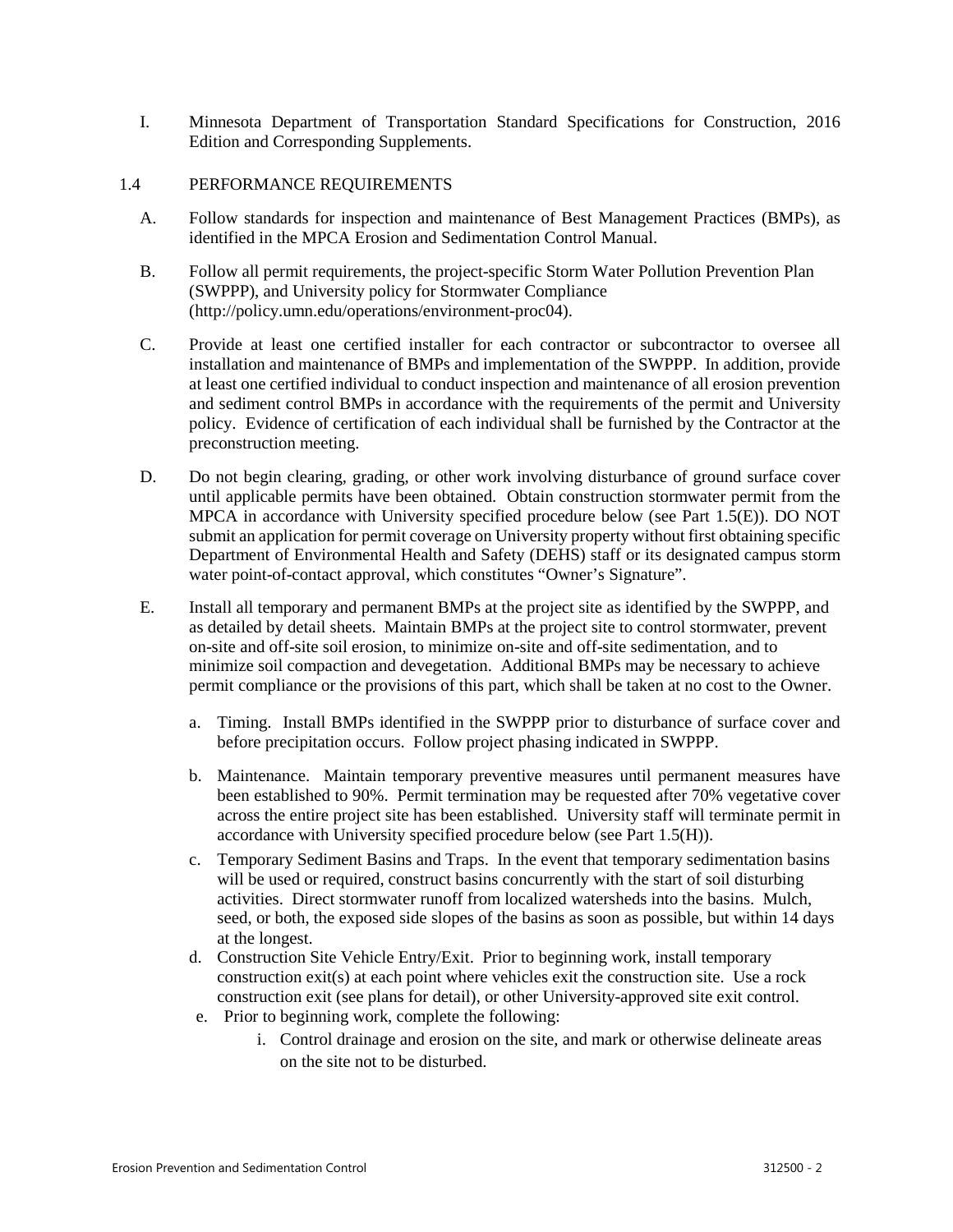I. Minnesota Department of Transportation Standard Specifications for Construction, 2016 Edition and Corresponding Supplements.

## 1.4 PERFORMANCE REQUIREMENTS

A. Follow standards for inspection and maintenance of Best Management Practices (BMPs), as identified in the MPCA Erosion and Sedimentation Control Manual.

B. Follow all permit requirements, the project-specific Storm Water Pollution Prevention Plan (SWPPP), and University policy for Stormwater Compliance (http://policy.umn.edu/operations/environment-proc04).

C. Provide at least one certified installer for each contractor or subcontractor to oversee all installation and maintenance of BMPs and implementation of the SWPPP. In addition, provide at least one certified individual to conduct inspection and maintenance of all erosion prevention and sediment control BMPs in accordance with the requirements of the permit and University policy. Evidence of certification of each individual shall be furnished by the Contractor at the preconstruction meeting.

D. Do not begin clearing, grading, or other work involving disturbance of ground surface cover until applicable permits have been obtained. Obtain construction stormwater permit from the MPCA in accordance with University specified procedure below (see Part 1.5(E)). DO NOT submit an application for permit coverage on University property without first obtaining specific Department of Environmental Health and Safety (DEHS) staff or its designated campus storm water point-of-contact approval, which constitutes "Owner's Signature".

E. Install all temporary and permanent BMPs at the project site as identified by the SWPPP, and as detailed by detail sheets. Maintain BMPs at the project site to control stormwater, prevent on-site and off-site soil erosion, to minimize on-site and off-site sedimentation, and to minimize soil compaction and devegetation. Additional BMPs may be necessary to achieve permit compliance or the provisions of this part, which shall be taken at no cost to the Owner.

   a. Timing. Install BMPs identified in the SWPPP prior to disturbance of surface cover and before precipitation occurs. Follow project phasing indicated in SWPPP.

   b. Maintenance. Maintain temporary preventive measures until permanent measures have been established to 90%. Permit termination may be requested after 70% vegetative cover across the entire project site has been established. University staff will terminate permit in accordance with University specified procedure below (see Part 1.5(H)).

   c. Temporary Sediment Basins and Traps. In the event that temporary sedimentation basins will be used or required, construct basins concurrently with the start of soil disturbing activities. Direct stormwater runoff from localized watersheds into the basins. Mulch, seed, or both, the exposed side slopes of the basins as soon as possible, but within 14 days at the longest.

   d. Construction Site Vehicle Entry/Exit. Prior to beginning work, install temporary construction exit(s) at each point where vehicles exit the construction site. Use a rock construction exit (see plans for detail), or other University-approved site exit control.

   e. Prior to beginning work, complete the following:

      i. Control drainage and erosion on the site, and mark or otherwise delineate areas on the site not to be disturbed.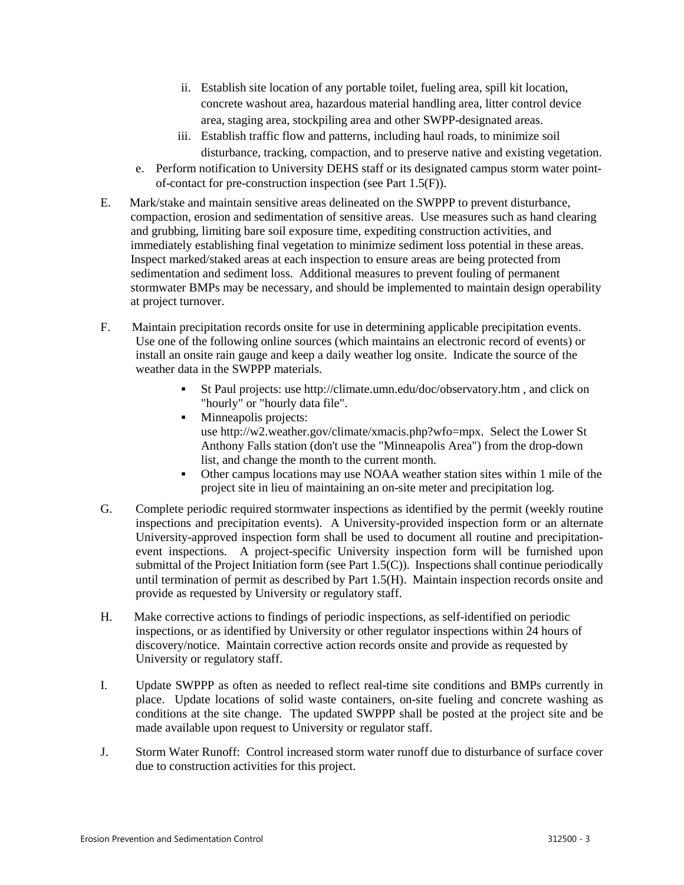ii. Establish site location of any portable toilet, fueling area, spill kit location, concrete washout area, hazardous material handling area, litter control device area, staging area, stockpiling area and other SWPP-designated areas.

   iii. Establish traffic flow and patterns, including haul roads, to minimize soil disturbance, tracking, compaction, and to preserve native and existing vegetation.

e. Perform notification to University DEHS staff or its designated campus storm water point-of-contact for pre-construction inspection (see Part 1.5(F)).

E. Mark/stake and maintain sensitive areas delineated on the SWPPP to prevent disturbance, compaction, erosion and sedimentation of sensitive areas. Use measures such as hand clearing and grubbing, limiting bare soil exposure time, expediting construction activities, and immediately establishing final vegetation to minimize sediment loss potential in these areas. Inspect marked/staked areas at each inspection to ensure areas are being protected from sedimentation and sediment loss. Additional measures to prevent fouling of permanent stormwater BMPs may be necessary, and should be implemented to maintain design operability at project turnover.

F. Maintain precipitation records onsite for use in determining applicable precipitation events. Use one of the following online sources (which maintains an electronic record of events) or install an onsite rain gauge and keep a daily weather log onsite. Indicate the source of the weather data in the SWPPP materials.

- St Paul projects: use http://climate.umn.edu/doc/observatory.htm , and click on "hourly" or "hourly data file".
- Minneapolis projects: use http://w2.weather.gov/climate/xmacis.php?wfo=mpx. Select the Lower St Anthony Falls station (don't use the "Minneapolis Area") from the drop-down list, and change the month to the current month.
- Other campus locations may use NOAA weather station sites within 1 mile of the project site in lieu of maintaining an on-site meter and precipitation log.

G. Complete periodic required stormwater inspections as identified by the permit (weekly routine inspections and precipitation events). A University-provided inspection form or an alternate University-approved inspection form shall be used to document all routine and precipitation-event inspections. A project-specific University inspection form will be furnished upon submittal of the Project Initiation form (see Part 1.5(C)). Inspections shall continue periodically until termination of permit as described by Part 1.5(H). Maintain inspection records onsite and provide as requested by University or regulatory staff.

H. Make corrective actions to findings of periodic inspections, as self-identified on periodic inspections, or as identified by University or other regulator inspections within 24 hours of discovery/notice. Maintain corrective action records onsite and provide as requested by University or regulatory staff.

I. Update SWPPP as often as needed to reflect real-time site conditions and BMPs currently in place. Update locations of solid waste containers, on-site fueling and concrete washing as conditions at the site change. The updated SWPPP shall be posted at the project site and be made available upon request to University or regulator staff.

J. Storm Water Runoff: Control increased storm water runoff due to disturbance of surface cover due to construction activities for this project.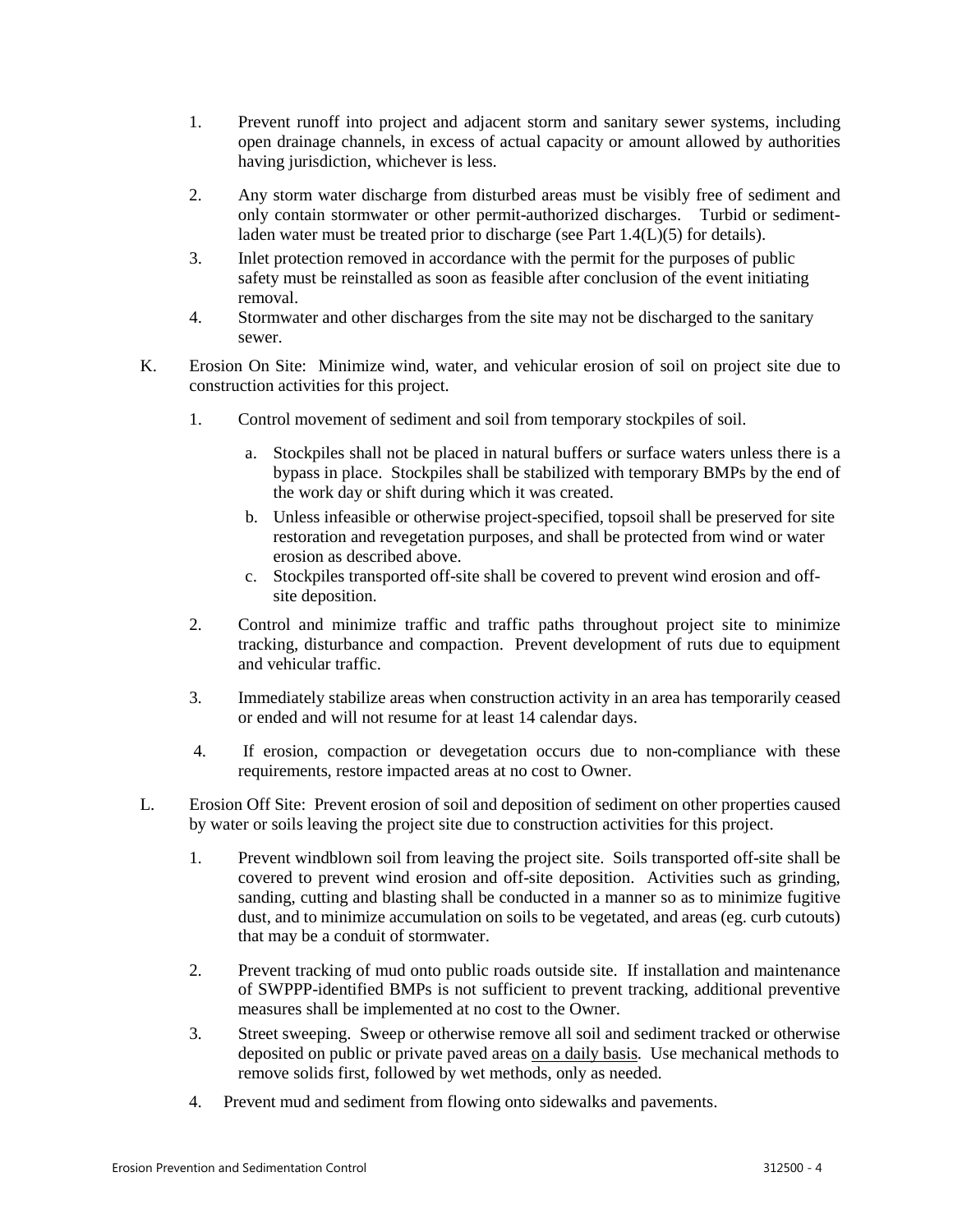1. Prevent runoff into project and adjacent storm and sanitary sewer systems, including open drainage channels, in excess of actual capacity or amount allowed by authorities having jurisdiction, whichever is less.

2. Any storm water discharge from disturbed areas must be visibly free of sediment and only contain stormwater or other permit-authorized discharges. Turbid or sediment-laden water must be treated prior to discharge (see Part 1.4(L)(5) for details).
3. Inlet protection removed in accordance with the permit for the purposes of public safety must be reinstalled as soon as feasible after conclusion of the event initiating removal.
4. Stormwater and other discharges from the site may not be discharged to the sanitary sewer.

K. Erosion On Site: Minimize wind, water, and vehicular erosion of soil on project site due to construction activities for this project.

   1. Control movement of sediment and soil from temporary stockpiles of soil.

      a. Stockpiles shall not be placed in natural buffers or surface waters unless there is a bypass in place. Stockpiles shall be stabilized with temporary BMPs by the end of the work day or shift during which it was created.
      b. Unless infeasible or otherwise project-specified, topsoil shall be preserved for site restoration and revegetation purposes, and shall be protected from wind or water erosion as described above.
      c. Stockpiles transported off-site shall be covered to prevent wind erosion and off-site deposition.

   2. Control and minimize traffic and traffic paths throughout project site to minimize tracking, disturbance and compaction. Prevent development of ruts due to equipment and vehicular traffic.

   3. Immediately stabilize areas when construction activity in an area has temporarily ceased or ended and will not resume for at least 14 calendar days.

   4. If erosion, compaction or devegetation occurs due to non-compliance with these requirements, restore impacted areas at no cost to Owner.

L. Erosion Off Site: Prevent erosion of soil and deposition of sediment on other properties caused by water or soils leaving the project site due to construction activities for this project.

   1. Prevent windblown soil from leaving the project site. Soils transported off-site shall be covered to prevent wind erosion and off-site deposition. Activities such as grinding, sanding, cutting and blasting shall be conducted in a manner so as to minimize fugitive dust, and to minimize accumulation on soils to be vegetated, and areas (eg. curb cutouts) that may be a conduit of stormwater.

   2. Prevent tracking of mud onto public roads outside site. If installation and maintenance of SWPPP-identified BMPs is not sufficient to prevent tracking, additional preventive measures shall be implemented at no cost to the Owner.
   3. Street sweeping. Sweep or otherwise remove all soil and sediment tracked or otherwise deposited on public or private paved areas <u>on a daily basis</u>. Use mechanical methods to remove solids first, followed by wet methods, only as needed.
   4. Prevent mud and sediment from flowing onto sidewalks and pavements.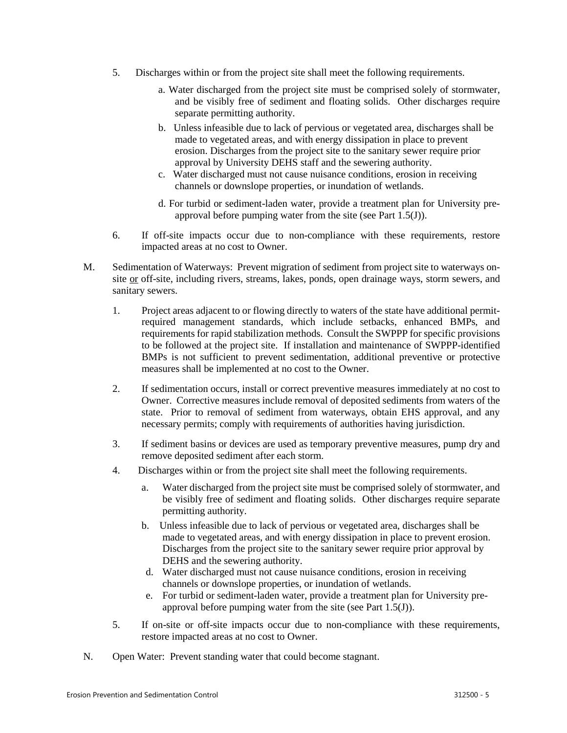5. Discharges within or from the project site shall meet the following requirements.

   a. Water discharged from the project site must be comprised solely of stormwater, and be visibly free of sediment and floating solids. Other discharges require separate permitting authority.

   b. Unless infeasible due to lack of pervious or vegetated area, discharges shall be made to vegetated areas, and with energy dissipation in place to prevent erosion. Discharges from the project site to the sanitary sewer require prior approval by University DEHS staff and the sewering authority.

   c. Water discharged must not cause nuisance conditions, erosion in receiving channels or downslope properties, or inundation of wetlands.

   d. For turbid or sediment-laden water, provide a treatment plan for University pre-approval before pumping water from the site (see Part 1.5(J)).

6. If off-site impacts occur due to non-compliance with these requirements, restore impacted areas at no cost to Owner.

M. Sedimentation of Waterways: Prevent migration of sediment from project site to waterways on-site <u>or</u> off-site, including rivers, streams, lakes, ponds, open drainage ways, storm sewers, and sanitary sewers.

1. Project areas adjacent to or flowing directly to waters of the state have additional permit-required management standards, which include setbacks, enhanced BMPs, and requirements for rapid stabilization methods. Consult the SWPPP for specific provisions to be followed at the project site. If installation and maintenance of SWPPP-identified BMPs is not sufficient to prevent sedimentation, additional preventive or protective measures shall be implemented at no cost to the Owner.

2. If sedimentation occurs, install or correct preventive measures immediately at no cost to Owner. Corrective measures include removal of deposited sediments from waters of the state. Prior to removal of sediment from waterways, obtain EHS approval, and any necessary permits; comply with requirements of authorities having jurisdiction.

3. If sediment basins or devices are used as temporary preventive measures, pump dry and remove deposited sediment after each storm.

4. Discharges within or from the project site shall meet the following requirements.

   a. Water discharged from the project site must be comprised solely of stormwater, and be visibly free of sediment and floating solids. Other discharges require separate permitting authority.

   b. Unless infeasible due to lack of pervious or vegetated area, discharges shall be made to vegetated areas, and with energy dissipation in place to prevent erosion. Discharges from the project site to the sanitary sewer require prior approval by DEHS and the sewering authority.

   d. Water discharged must not cause nuisance conditions, erosion in receiving channels or downslope properties, or inundation of wetlands.

   e. For turbid or sediment-laden water, provide a treatment plan for University pre-approval before pumping water from the site (see Part 1.5(J)).

5. If on-site or off-site impacts occur due to non-compliance with these requirements, restore impacted areas at no cost to Owner.

N. Open Water: Prevent standing water that could become stagnant.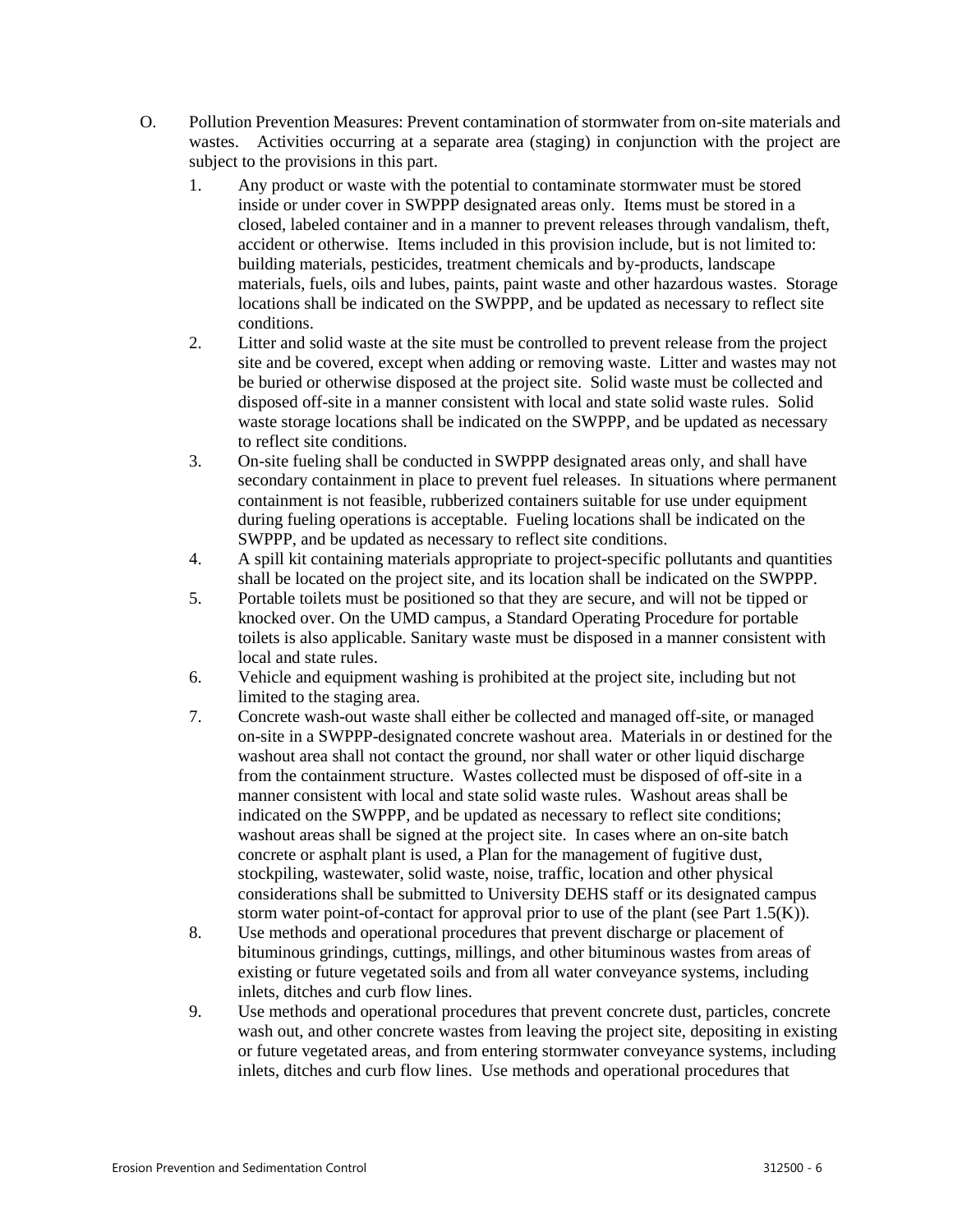O. Pollution Prevention Measures: Prevent contamination of stormwater from on-site materials and wastes. Activities occurring at a separate area (staging) in conjunction with the project are subject to the provisions in this part.

1. Any product or waste with the potential to contaminate stormwater must be stored inside or under cover in SWPPP designated areas only. Items must be stored in a closed, labeled container and in a manner to prevent releases through vandalism, theft, accident or otherwise. Items included in this provision include, but is not limited to: building materials, pesticides, treatment chemicals and by-products, landscape materials, fuels, oils and lubes, paints, paint waste and other hazardous wastes. Storage locations shall be indicated on the SWPPP, and be updated as necessary to reflect site conditions.
2. Litter and solid waste at the site must be controlled to prevent release from the project site and be covered, except when adding or removing waste. Litter and wastes may not be buried or otherwise disposed at the project site. Solid waste must be collected and disposed off-site in a manner consistent with local and state solid waste rules. Solid waste storage locations shall be indicated on the SWPPP, and be updated as necessary to reflect site conditions.
3. On-site fueling shall be conducted in SWPPP designated areas only, and shall have secondary containment in place to prevent fuel releases. In situations where permanent containment is not feasible, rubberized containers suitable for use under equipment during fueling operations is acceptable. Fueling locations shall be indicated on the SWPPP, and be updated as necessary to reflect site conditions.
4. A spill kit containing materials appropriate to project-specific pollutants and quantities shall be located on the project site, and its location shall be indicated on the SWPPP.
5. Portable toilets must be positioned so that they are secure, and will not be tipped or knocked over. On the UMD campus, a Standard Operating Procedure for portable toilets is also applicable. Sanitary waste must be disposed in a manner consistent with local and state rules.
6. Vehicle and equipment washing is prohibited at the project site, including but not limited to the staging area.
7. Concrete wash-out waste shall either be collected and managed off-site, or managed on-site in a SWPPP-designated concrete washout area. Materials in or destined for the washout area shall not contact the ground, nor shall water or other liquid discharge from the containment structure. Wastes collected must be disposed of off-site in a manner consistent with local and state solid waste rules. Washout areas shall be indicated on the SWPPP, and be updated as necessary to reflect site conditions; washout areas shall be signed at the project site. In cases where an on-site batch concrete or asphalt plant is used, a Plan for the management of fugitive dust, stockpiling, wastewater, solid waste, noise, traffic, location and other physical considerations shall be submitted to University DEHS staff or its designated campus storm water point-of-contact for approval prior to use of the plant (see Part 1.5(K)).
8. Use methods and operational procedures that prevent discharge or placement of bituminous grindings, cuttings, millings, and other bituminous wastes from areas of existing or future vegetated soils and from all water conveyance systems, including inlets, ditches and curb flow lines.
9. Use methods and operational procedures that prevent concrete dust, particles, concrete wash out, and other concrete wastes from leaving the project site, depositing in existing or future vegetated areas, and from entering stormwater conveyance systems, including inlets, ditches and curb flow lines. Use methods and operational procedures that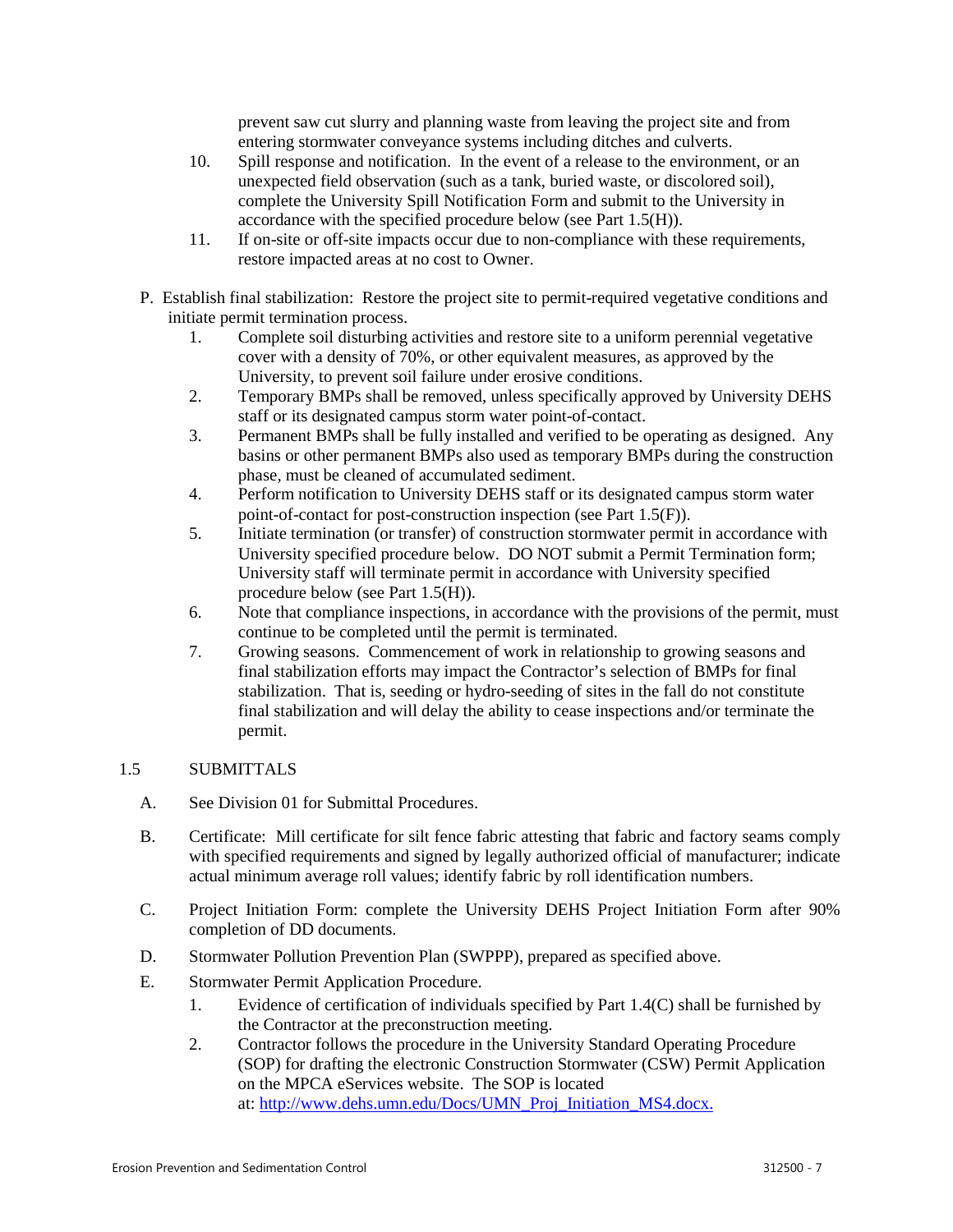prevent saw cut slurry and planning waste from leaving the project site and from entering stormwater conveyance systems including ditches and culverts.

10. Spill response and notification. In the event of a release to the environment, or an unexpected field observation (such as a tank, buried waste, or discolored soil), complete the University Spill Notification Form and submit to the University in accordance with the specified procedure below (see Part 1.5(H)).
11. If on-site or off-site impacts occur due to non-compliance with these requirements, restore impacted areas at no cost to Owner.

P. Establish final stabilization: Restore the project site to permit-required vegetative conditions and initiate permit termination process.

1. Complete soil disturbing activities and restore site to a uniform perennial vegetative cover with a density of 70%, or other equivalent measures, as approved by the University, to prevent soil failure under erosive conditions.
2. Temporary BMPs shall be removed, unless specifically approved by University DEHS staff or its designated campus storm water point-of-contact.
3. Permanent BMPs shall be fully installed and verified to be operating as designed. Any basins or other permanent BMPs also used as temporary BMPs during the construction phase, must be cleaned of accumulated sediment.
4. Perform notification to University DEHS staff or its designated campus storm water point-of-contact for post-construction inspection (see Part 1.5(F)).
5. Initiate termination (or transfer) of construction stormwater permit in accordance with University specified procedure below. DO NOT submit a Permit Termination form; University staff will terminate permit in accordance with University specified procedure below (see Part 1.5(H)).
6. Note that compliance inspections, in accordance with the provisions of the permit, must continue to be completed until the permit is terminated.
7. Growing seasons. Commencement of work in relationship to growing seasons and final stabilization efforts may impact the Contractor's selection of BMPs for final stabilization. That is, seeding or hydro-seeding of sites in the fall do not constitute final stabilization and will delay the ability to cease inspections and/or terminate the permit.

## 1.5 SUBMITTALS

A. See Division 01 for Submittal Procedures.

B. Certificate: Mill certificate for silt fence fabric attesting that fabric and factory seams comply with specified requirements and signed by legally authorized official of manufacturer; indicate actual minimum average roll values; identify fabric by roll identification numbers.

C. Project Initiation Form: complete the University DEHS Project Initiation Form after 90% completion of DD documents.

D. Stormwater Pollution Prevention Plan (SWPPP), prepared as specified above.

E. Stormwater Permit Application Procedure.

1. Evidence of certification of individuals specified by Part 1.4(C) shall be furnished by the Contractor at the preconstruction meeting.
2. Contractor follows the procedure in the University Standard Operating Procedure (SOP) for drafting the electronic Construction Stormwater (CSW) Permit Application on the MPCA eServices website. The SOP is located at: http://www.dehs.umn.edu/Docs/UMN_Proj_Initiation_MS4.docx.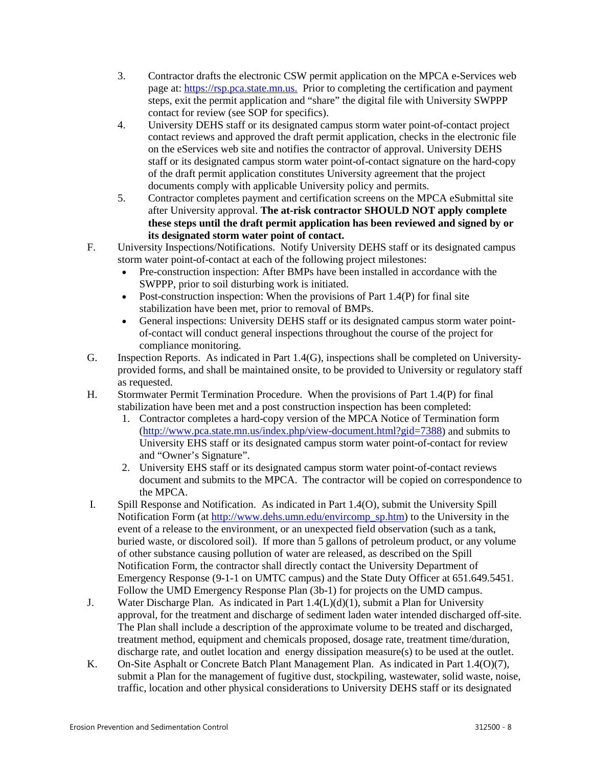3. Contractor drafts the electronic CSW permit application on the MPCA e-Services web page at: [https://rsp.pca.state.mn.us.](https://rsp.pca.state.mn.us) Prior to completing the certification and payment steps, exit the permit application and "share" the digital file with University SWPPP contact for review (see SOP for specifics).
4. University DEHS staff or its designated campus storm water point-of-contact project contact reviews and approved the draft permit application, checks in the electronic file on the eServices web site and notifies the contractor of approval. University DEHS staff or its designated campus storm water point-of-contact signature on the hard-copy of the draft permit application constitutes University agreement that the project documents comply with applicable University policy and permits.
5. Contractor completes payment and certification screens on the MPCA eSubmittal site after University approval. **The at-risk contractor SHOULD NOT apply complete these steps until the draft permit application has been reviewed and signed by or its designated storm water point of contact.**

F. University Inspections/Notifications. Notify University DEHS staff or its designated campus storm water point-of-contact at each of the following project milestones:
- Pre-construction inspection: After BMPs have been installed in accordance with the SWPPP, prior to soil disturbing work is initiated.
- Post-construction inspection: When the provisions of Part 1.4(P) for final site stabilization have been met, prior to removal of BMPs.
- General inspections: University DEHS staff or its designated campus storm water point-of-contact will conduct general inspections throughout the course of the project for compliance monitoring.

G. Inspection Reports. As indicated in Part 1.4(G), inspections shall be completed on University-provided forms, and shall be maintained onsite, to be provided to University or regulatory staff as requested.

H. Stormwater Permit Termination Procedure. When the provisions of Part 1.4(P) for final stabilization have been met and a post construction inspection has been completed:
1. Contractor completes a hard-copy version of the MPCA Notice of Termination form ([http://www.pca.state.mn.us/index.php/view-document.html?gid=7388](http://www.pca.state.mn.us/index.php/view-document.html?gid=7388)) and submits to University EHS staff or its designated campus storm water point-of-contact for review and "Owner's Signature".
2. University EHS staff or its designated campus storm water point-of-contact reviews document and submits to the MPCA. The contractor will be copied on correspondence to the MPCA.

I. Spill Response and Notification. As indicated in Part 1.4(O), submit the University Spill Notification Form (at [http://www.dehs.umn.edu/envircomp_sp.htm](http://www.dehs.umn.edu/envircomp_sp.htm)) to the University in the event of a release to the environment, or an unexpected field observation (such as a tank, buried waste, or discolored soil). If more than 5 gallons of petroleum product, or any volume of other substance causing pollution of water are released, as described on the Spill Notification Form, the contractor shall directly contact the University Department of Emergency Response (9-1-1 on UMTC campus) and the State Duty Officer at 651.649.5451. Follow the UMD Emergency Response Plan (3b-1) for projects on the UMD campus.

J. Water Discharge Plan. As indicated in Part 1.4(L)(d)(1), submit a Plan for University approval, for the treatment and discharge of sediment laden water intended discharged off-site. The Plan shall include a description of the approximate volume to be treated and discharged, treatment method, equipment and chemicals proposed, dosage rate, treatment time/duration, discharge rate, and outlet location and energy dissipation measure(s) to be used at the outlet.

K. On-Site Asphalt or Concrete Batch Plant Management Plan. As indicated in Part 1.4(O)(7), submit a Plan for the management of fugitive dust, stockpiling, wastewater, solid waste, noise, traffic, location and other physical considerations to University DEHS staff or its designated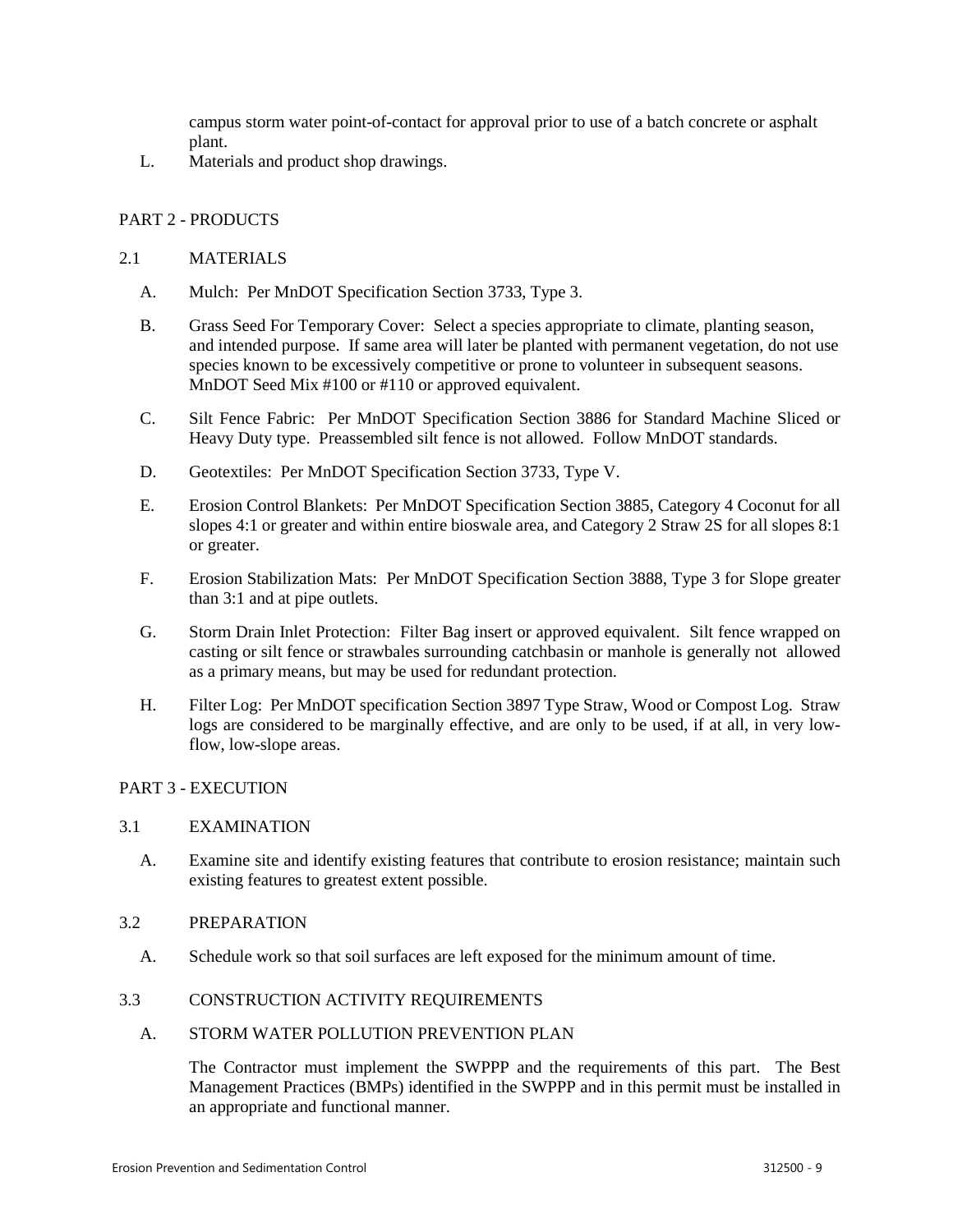campus storm water point-of-contact for approval prior to use of a batch concrete or asphalt plant.

L. Materials and product shop drawings.

## PART 2 - PRODUCTS

### 2.1 MATERIALS

A. Mulch: Per MnDOT Specification Section 3733, Type 3.

B. Grass Seed For Temporary Cover: Select a species appropriate to climate, planting season, and intended purpose. If same area will later be planted with permanent vegetation, do not use species known to be excessively competitive or prone to volunteer in subsequent seasons. MnDOT Seed Mix #100 or #110 or approved equivalent.

C. Silt Fence Fabric: Per MnDOT Specification Section 3886 for Standard Machine Sliced or Heavy Duty type. Preassembled silt fence is not allowed. Follow MnDOT standards.

D. Geotextiles: Per MnDOT Specification Section 3733, Type V.

E. Erosion Control Blankets: Per MnDOT Specification Section 3885, Category 4 Coconut for all slopes 4:1 or greater and within entire bioswale area, and Category 2 Straw 2S for all slopes 8:1 or greater.

F. Erosion Stabilization Mats: Per MnDOT Specification Section 3888, Type 3 for Slope greater than 3:1 and at pipe outlets.

G. Storm Drain Inlet Protection: Filter Bag insert or approved equivalent. Silt fence wrapped on casting or silt fence or strawbales surrounding catchbasin or manhole is generally not allowed as a primary means, but may be used for redundant protection.

H. Filter Log: Per MnDOT specification Section 3897 Type Straw, Wood or Compost Log. Straw logs are considered to be marginally effective, and are only to be used, if at all, in very low-flow, low-slope areas.

## PART 3 - EXECUTION

### 3.1 EXAMINATION

A. Examine site and identify existing features that contribute to erosion resistance; maintain such existing features to greatest extent possible.

### 3.2 PREPARATION

A. Schedule work so that soil surfaces are left exposed for the minimum amount of time.

### 3.3 CONSTRUCTION ACTIVITY REQUIREMENTS

A. STORM WATER POLLUTION PREVENTION PLAN

The Contractor must implement the SWPPP and the requirements of this part. The Best Management Practices (BMPs) identified in the SWPPP and in this permit must be installed in an appropriate and functional manner.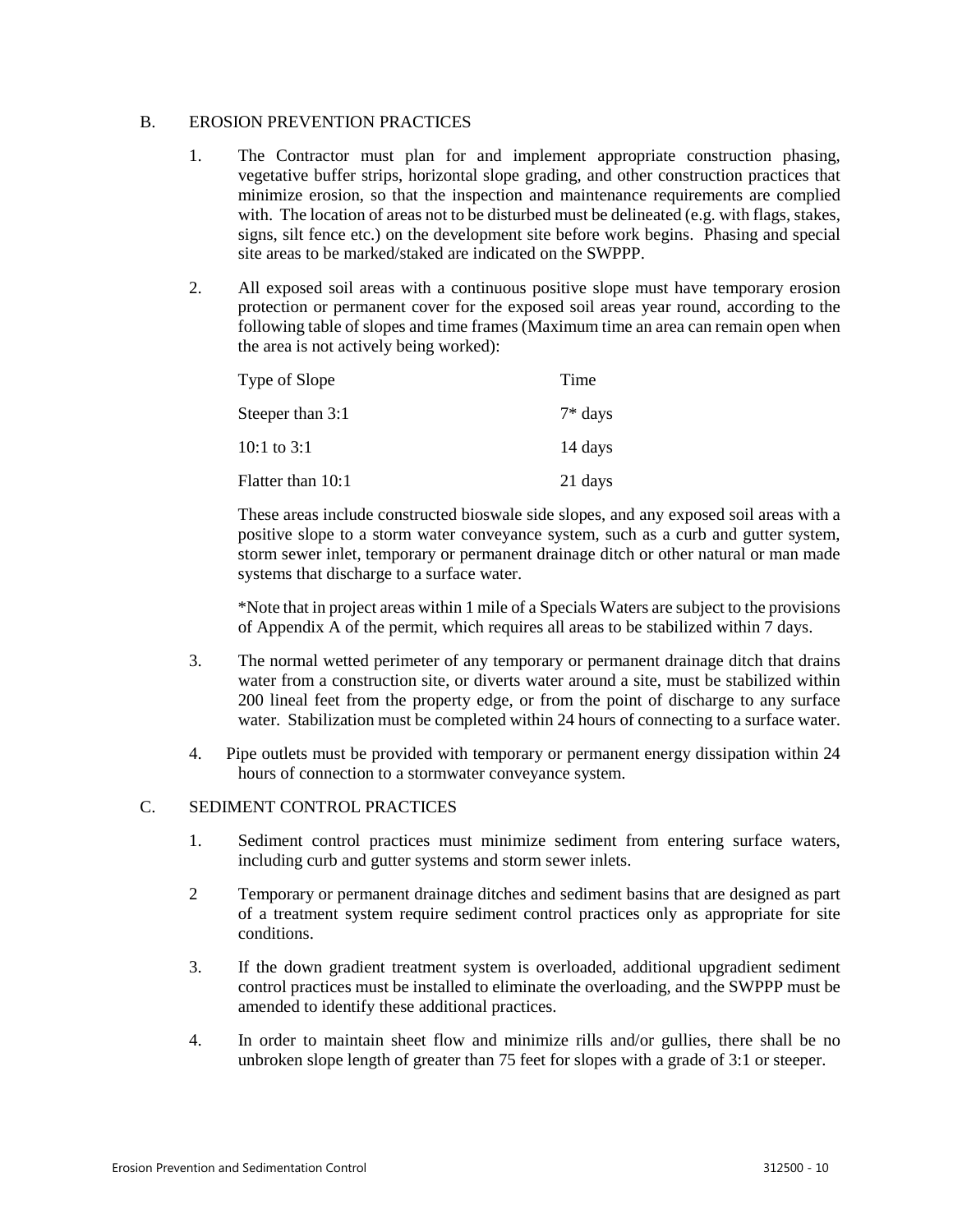## B. EROSION PREVENTION PRACTICES

1. The Contractor must plan for and implement appropriate construction phasing, vegetative buffer strips, horizontal slope grading, and other construction practices that minimize erosion, so that the inspection and maintenance requirements are complied with. The location of areas not to be disturbed must be delineated (e.g. with flags, stakes, signs, silt fence etc.) on the development site before work begins. Phasing and special site areas to be marked/staked are indicated on the SWPPP.

2. All exposed soil areas with a continuous positive slope must have temporary erosion protection or permanent cover for the exposed soil areas year round, according to the following table of slopes and time frames (Maximum time an area can remain open when the area is not actively being worked):

   | Type of Slope | Time |
   |---|---|
   | Steeper than 3:1 | 7* days |
   | 10:1 to 3:1 | 14 days |
   | Flatter than 10:1 | 21 days |

   These areas include constructed bioswale side slopes, and any exposed soil areas with a positive slope to a storm water conveyance system, such as a curb and gutter system, storm sewer inlet, temporary or permanent drainage ditch or other natural or man made systems that discharge to a surface water.

   *Note that in project areas within 1 mile of a Specials Waters are subject to the provisions of Appendix A of the permit, which requires all areas to be stabilized within 7 days.

3. The normal wetted perimeter of any temporary or permanent drainage ditch that drains water from a construction site, or diverts water around a site, must be stabilized within 200 lineal feet from the property edge, or from the point of discharge to any surface water. Stabilization must be completed within 24 hours of connecting to a surface water.

4. Pipe outlets must be provided with temporary or permanent energy dissipation within 24 hours of connection to a stormwater conveyance system.

## C. SEDIMENT CONTROL PRACTICES

1. Sediment control practices must minimize sediment from entering surface waters, including curb and gutter systems and storm sewer inlets.

2. Temporary or permanent drainage ditches and sediment basins that are designed as part of a treatment system require sediment control practices only as appropriate for site conditions.

3. If the down gradient treatment system is overloaded, additional upgradient sediment control practices must be installed to eliminate the overloading, and the SWPPP must be amended to identify these additional practices.

4. In order to maintain sheet flow and minimize rills and/or gullies, there shall be no unbroken slope length of greater than 75 feet for slopes with a grade of 3:1 or steeper.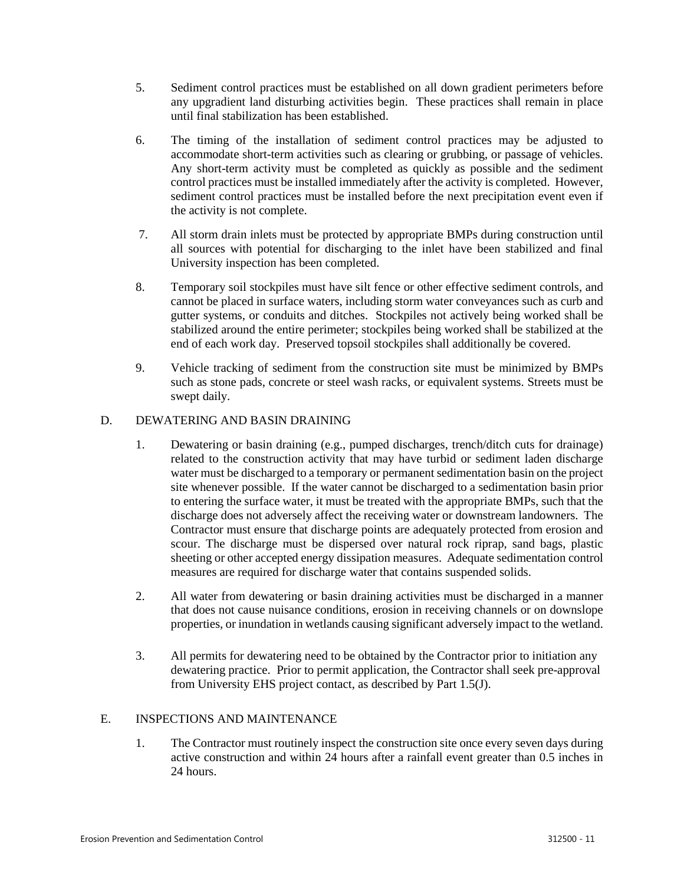5. Sediment control practices must be established on all down gradient perimeters before any upgradient land disturbing activities begin. These practices shall remain in place until final stabilization has been established.

6. The timing of the installation of sediment control practices may be adjusted to accommodate short-term activities such as clearing or grubbing, or passage of vehicles. Any short-term activity must be completed as quickly as possible and the sediment control practices must be installed immediately after the activity is completed. However, sediment control practices must be installed before the next precipitation event even if the activity is not complete.

7. All storm drain inlets must be protected by appropriate BMPs during construction until all sources with potential for discharging to the inlet have been stabilized and final University inspection has been completed.

8. Temporary soil stockpiles must have silt fence or other effective sediment controls, and cannot be placed in surface waters, including storm water conveyances such as curb and gutter systems, or conduits and ditches. Stockpiles not activeely being worked shall be stabilized around the entire perimeter; stockpiles being worked shall be stabilized at the end of each work day. Preserved topsoil stockpiles shall additionally be covered.

9. Vehicle tracking of sediment from the construction site must be minimized by BMPs such as stone pads, concrete or steel wash racks, or equivalent systems. Streets must be swept daily.

D. DEWATERING AND BASIN DRAINING

1. Dewatering or basin draining (e.g., pumped discharges, trench/ditch cuts for drainage) related to the construction activity that may have turbid or sediment laden discharge water must be discharged to a temporary or permanent sedimentation basin on the project site whenever possible. If the water cannot be discharged to a sedimentation basin prior to entering the surface water, it must be treated with the appropriate BMPs, such that the discharge does not adversely affect the receiving water or downstream landowners. The Contractor must ensure that discharge points are adequately protected from erosion and scour. The discharge must be dispersed over natural rock riprap, sand bags, plastic sheeting or other accepted energy dissipation measures. Adequate sedimentation control measures are required for discharge water that contains suspended solids.

2. All water from dewatering or basin draining activities must be discharged in a manner that does not cause nuisance conditions, erosion in receiving channels or on downslope properties, or inundation in wetlands causing significant adversely impact to the wetland.

3. All permits for dewatering need to be obtained by the Contractor prior to initiation any dewatering practice. Prior to permit application, the Contractor shall seek pre-approval from University EHS project contact, as described by Part 1.5(J).

E. INSPECTIONS AND MAINTENANCE

1. The Contractor must routinely inspect the construction site once every seven days during active construction and within 24 hours after a rainfall event greater than 0.5 inches in 24 hours.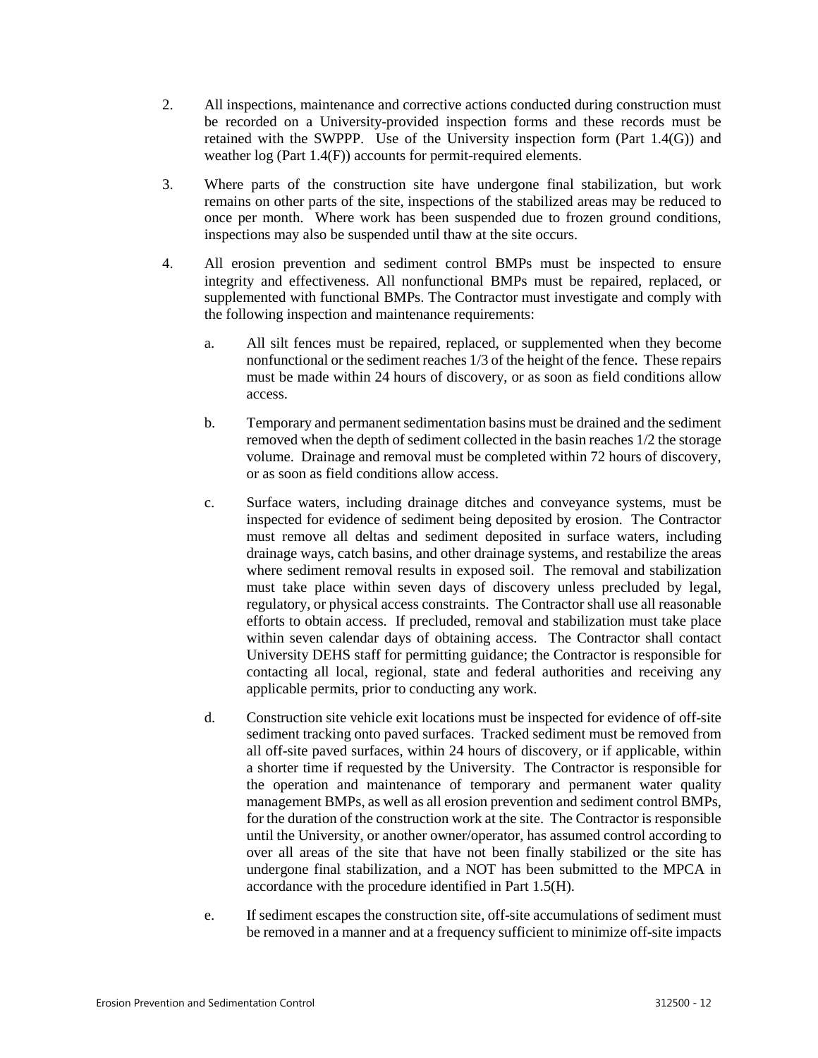2. All inspections, maintenance and corrective actions conducted during construction must be recorded on a University-provided inspection forms and these records must be retained with the SWPPP. Use of the University inspection form (Part 1.4(G)) and weather log (Part 1.4(F)) accounts for permit-required elements.

3. Where parts of the construction site have undergone final stabilization, but work remains on other parts of the site, inspections of the stabilized areas may be reduced to once per month. Where work has been suspended due to frozen ground conditions, inspections may also be suspended until thaw at the site occurs.

4. All erosion prevention and sediment control BMPs must be inspected to ensure integrity and effectiveness. All nonfunctional BMPs must be repaired, replaced, or supplemented with functional BMPs. The Contractor must investigate and comply with the following inspection and maintenance requirements:

    a. All silt fences must be repaired, replaced, or supplemented when they become nonfunctional or the sediment reaches 1/3 of the height of the fence. These repairs must be made within 24 hours of discovery, or as soon as field conditions allow access.

    b. Temporary and permanent sedimentation basins must be drained and the sediment removed when the depth of sediment collected in the basin reaches 1/2 the storage volume. Drainage and removal must be completed within 72 hours of discovery, or as soon as field conditions allow access.

    c. Surface waters, including drainage ditches and conveyance systems, must be inspected for evidence of sediment being deposited by erosion. The Contractor must remove all deltas and sediment deposited in surface waters, including drainage ways, catch basins, and other drainage systems, and restabilize the areas where sediment removal results in exposed soil. The removal and stabilization must take place within seven days of discovery unless precluded by legal, regulatory, or physical access constraints. The Contractor shall use all reasonable efforts to obtain access. If precluded, removal and stabilization must take place within seven calendar days of obtaining access. The Contractor shall contact University DEHS staff for permitting guidance; the Contractor is responsible for contacting all local, regional, state and federal authorities and receiving any applicable permits, prior to conducting any work.

    d. Construction site vehicle exit locations must be inspected for evidence of off-site sediment tracking onto paved surfaces. Tracked sediment must be removed from all off-site paved surfaces, within 24 hours of discovery, or if applicable, within a shorter time if requested by the University. The Contractor is responsible for the operation and maintenance of temporary and permanent water quality management BMPs, as well as all erosion prevention and sediment control BMPs, for the duration of the construction work at the site. The Contractor is responsible until the University, or another owner/operator, has assumed control according to over all areas of the site that have not been finally stabilized or the site has undergone final stabilization, and a NOT has been submitted to the MPCA in accordance with the procedure identified in Part 1.5(H).

    e. If sediment escapes the construction site, off-site accumulations of sediment must be removed in a manner and at a frequency sufficient to minimize off-site impacts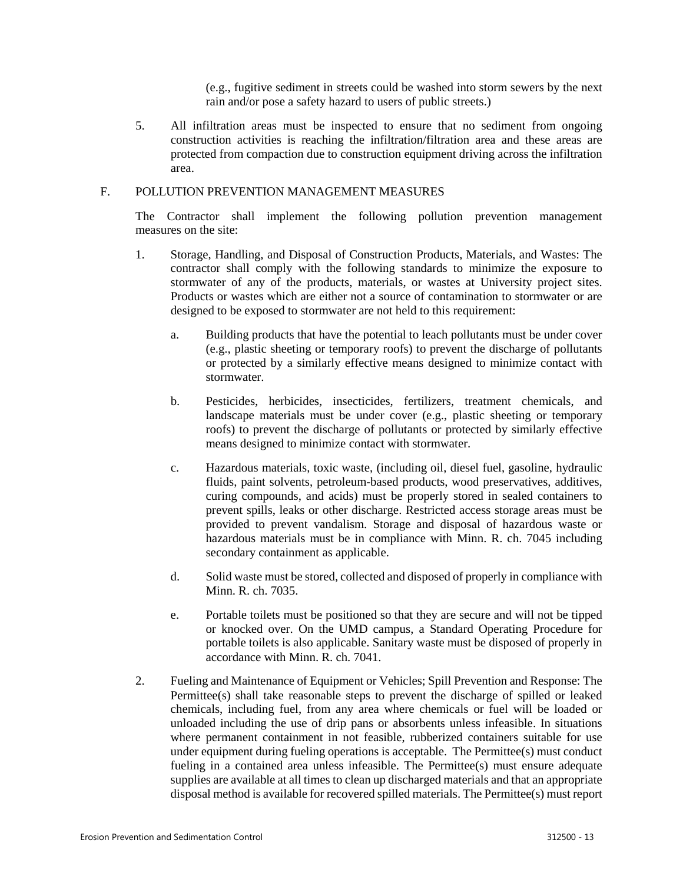(e.g., fugitive sediment in streets could be washed into storm sewers by the next rain and/or pose a safety hazard to users of public streets.)

5. All infiltration areas must be inspected to ensure that no sediment from ongoing construction activities is reaching the infiltration/filtration area and these areas are protected from compaction due to construction equipment driving across the infiltration area.

F. POLLUTION PREVENTION MANAGEMENT MEASURES

The Contractor shall implement the following pollution prevention management measures on the site:

1. Storage, Handling, and Disposal of Construction Products, Materials, and Wastes: The contractor shall comply with the following standards to minimize the exposure to stormwater of any of the products, materials, or wastes at University project sites. Products or wastes which are either not a source of contamination to stormwater or are designed to be exposed to stormwater are not held to this requirement:

   a. Building products that have the potential to leach pollutants must be under cover (e.g., plastic sheeting or temporary roofs) to prevent the discharge of pollutants or protected by a similarly effective means designed to minimize contact with stormwater.

   b. Pesticides, herbicides, insecticides, fertilizers, treatment chemicals, and landscape materials must be under cover (e.g., plastic sheeting or temporary roofs) to prevent the discharge of pollutants or protected by similarly effective means designed to minimize contact with stormwater.

   c. Hazardous materials, toxic waste, (including oil, diesel fuel, gasoline, hydraulic fluids, paint solvents, petroleum-based products, wood preservatives, additives, curing compounds, and acids) must be properly stored in sealed containers to prevent spills, leaks or other discharge. Restricted access storage areas must be provided to prevent vandalism. Storage and disposal of hazardous waste or hazardous materials must be in compliance with Minn. R. ch. 7045 including secondary containment as applicable.

   d. Solid waste must be stored, collected and disposed of properly in compliance with Minn. R. ch. 7035.

   e. Portable toilets must be positioned so that they are secure and will not be tipped or knocked over. On the UMD campus, a Standard Operating Procedure for portable toilets is also applicable. Sanitary waste must be disposed of properly in accordance with Minn. R. ch. 7041.

2. Fueling and Maintenance of Equipment or Vehicles; Spill Prevention and Response: The Permittee(s) shall take reasonable steps to prevent the discharge of spilled or leaked chemicals, including fuel, from any area where chemicals or fuel will be loaded or unloaded including the use of drip pans or absorbents unless infeasible. In situations where permanent containment in not feasible, rubberized containers suitable for use under equipment during fueling operations is acceptable. The Permittee(s) must conduct fueling in a contained area unless infeasible. The Permittee(s) must ensure adequate supplies are available at all times to clean up discharged materials and that an appropriate disposal method is available for recovered spilled materials. The Permittee(s) must report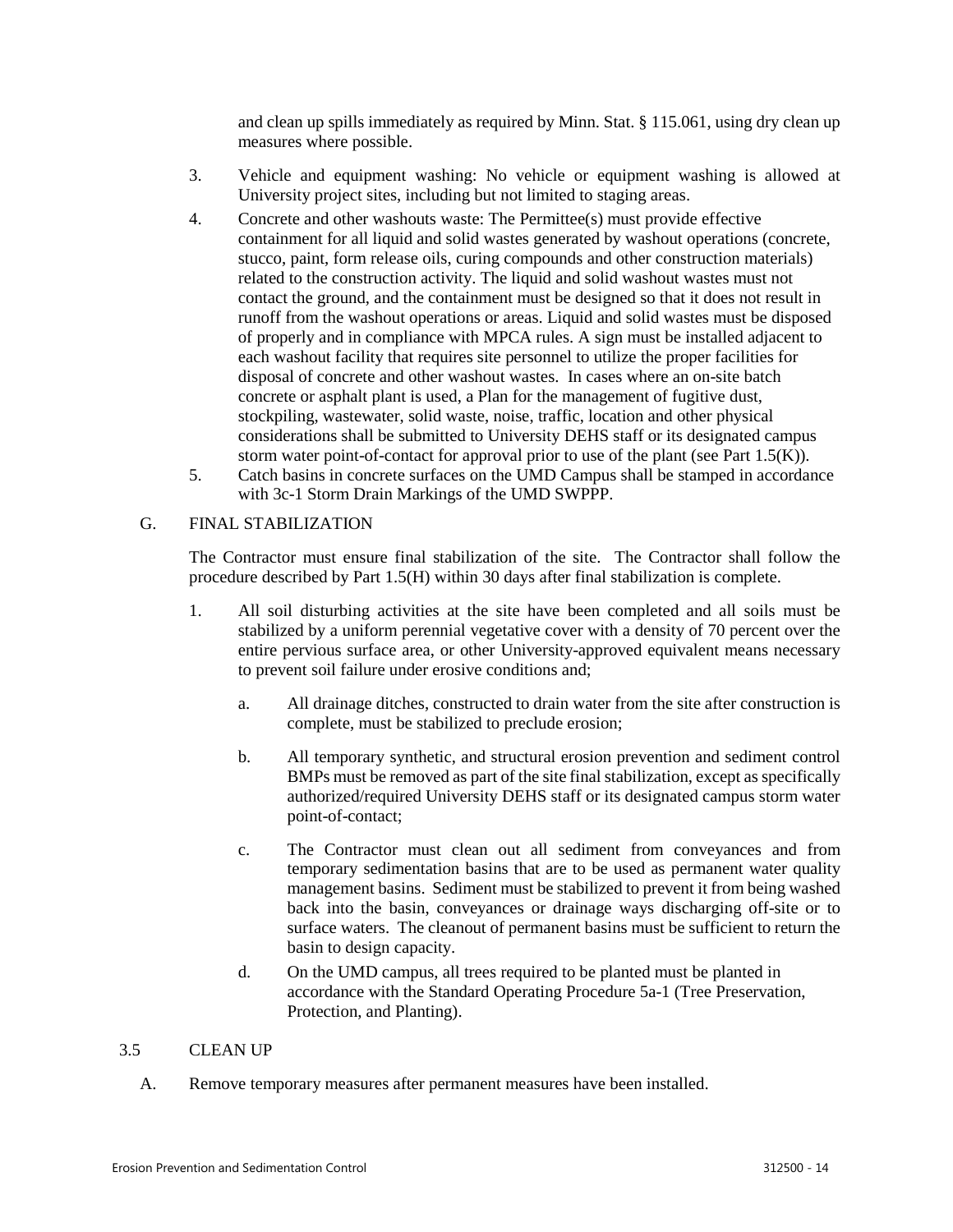and clean up spills immediately as required by Minn. Stat. § 115.061, using dry clean up measures where possible.

3. Vehicle and equipment washing: No vehicle or equipment washing is allowed at University project sites, including but not limited to staging areas.
4. Concrete and other washouts waste: The Permittee(s) must provide effective containment for all liquid and solid wastes generated by washout operations (concrete, stucco, paint, form release oils, curing compounds and other construction materials) related to the construction activity. The liquid and solid washout wastes must not contact the ground, and the containment must be designed so that it does not result in runoff from the washout operations or areas. Liquid and solid wastes must be disposed of properly and in compliance with MPCA rules. A sign must be installed adjacent to each washout facility that requires site personnel to utilize the proper facilities for disposal of concrete and other washout wastes. In cases where an on-site batch concrete or asphalt plant is used, a Plan for the management of fugitive dust, stockpiling, wastewater, solid waste, noise, traffic, location and other physical considerations shall be submitted to University DEHS staff or its designated campus storm water point-of-contact for approval prior to use of the plant (see Part 1.5(K)).
5. Catch basins in concrete surfaces on the UMD Campus shall be stamped in accordance with 3c-1 Storm Drain Markings of the UMD SWPPP.

G. FINAL STABILIZATION

The Contractor must ensure final stabilization of the site. The Contractor shall follow the procedure described by Part 1.5(H) within 30 days after final stabilization is complete.

1. All soil disturbing activities at the site have been completed and all soils must be stabilized by a uniform perennial vegetative cover with a density of 70 percent over the entire pervious surface area, or other University-approved equivalent means necessary to prevent soil failure under erosive conditions and;

   a. All drainage ditches, constructed to drain water from the site after construction is complete, must be stabilized to preclude erosion;

   b. All temporary synthetic, and structural erosion prevention and sediment control BMPs must be removed as part of the site final stabilization, except as specifically authorized/required University DEHS staff or its designated campus storm water point-of-contact;

   c. The Contractor must clean out all sediment from conveyances and from temporary sedimentation basins that are to be used as permanent water quality management basins. Sediment must be stabilized to prevent it from being washed back into the basin, conveyances or drainage ways discharging off-site or to surface waters. The cleanout of permanent basins must be sufficient to return the basin to design capacity.

   d. On the UMD campus, all trees required to be planted must be planted in accordance with the Standard Operating Procedure 5a-1 (Tree Preservation, Protection, and Planting).

3.5 CLEAN UP

A. Remove temporary measures after permanent measures have been installed.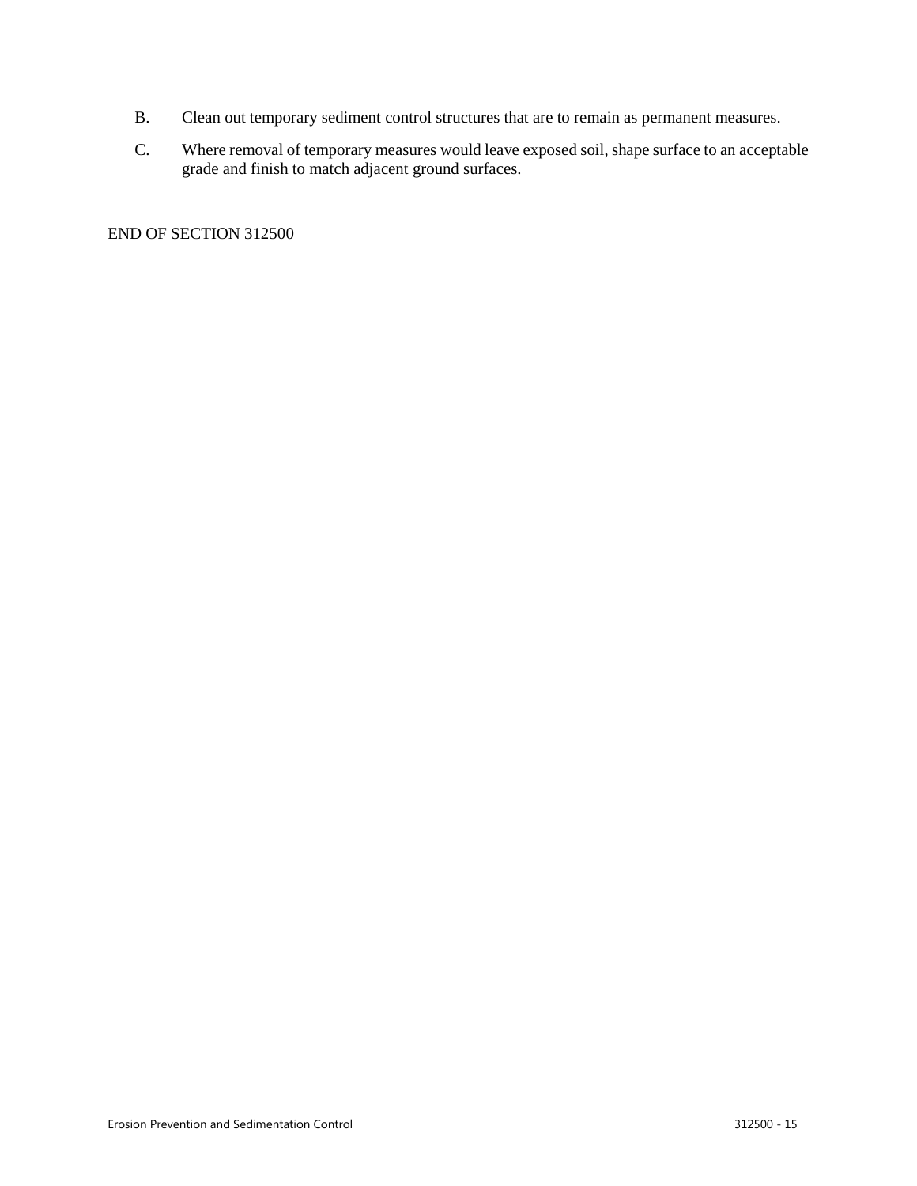B. Clean out temporary sediment control structures that are to remain as permanent measures.

C. Where removal of temporary measures would leave exposed soil, shape surface to an acceptable grade and finish to match adjacent ground surfaces.

END OF SECTION 312500